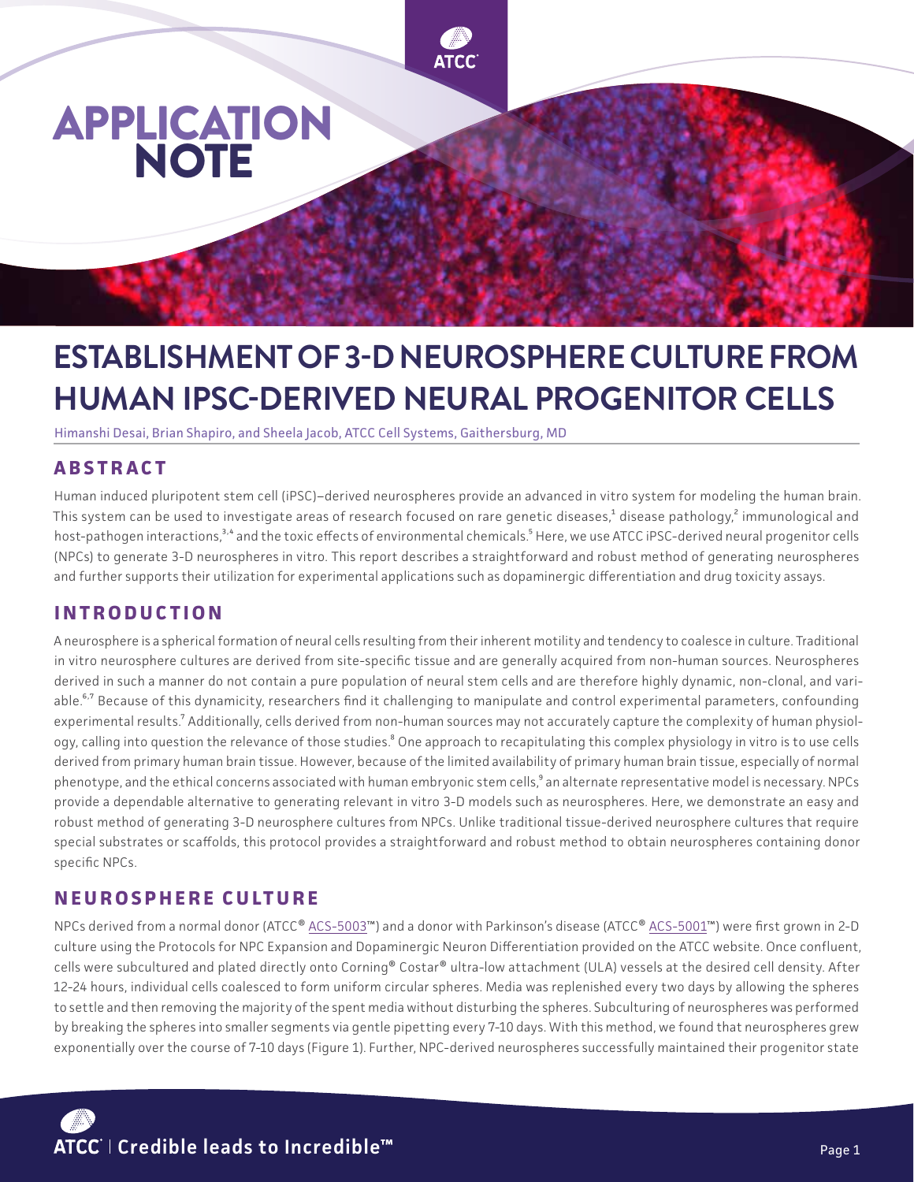# APPLICATION NOTE

# ESTABLISHMENT OF 3-D NEUROSPHERE CULTURE FROM HUMAN IPSC-DERIVED NEURAL PROGENITOR CELLS

Himanshi Desai, Brian Shapiro, and Sheela Jacob, ATCC Cell Systems, Gaithersburg, MD

## ABSTRACT

Human induced pluripotent stem cell (iPSC)–derived neurospheres provide an advanced in vitro system for modeling the human brain. This system can be used to investigate areas of research focused on rare genetic diseases,[1] disease pathology,[2] immunological and host-pathogen interactions,[3,4] and the toxic effects of environmental chemicals.[5] Here, we use ATCC iPSC-derived neural progenitor cells (NPCs) to generate 3-D neurospheres in vitro. This report describes a straightforward and robust method of generating neurospheres and further supports their utilization for experimental applications such as dopaminergic differentiation and drug toxicity assays.

## INTRODUCTION

A neurosphere is a spherical formation of neural cells resulting from their inherent motility and tendency to coalesce in culture. Traditional in vitro neurosphere cultures are derived from site-specific tissue and are generally acquired from non-human sources. Neurospheres derived in such a manner do not contain a pure population of neural stem cells and are therefore highly dynamic, non-clonal, and variable.[6,7] Because of this dynamicity, researchers find it challenging to manipulate and control experimental parameters, confounding experimental results.[7] Additionally, cells derived from non-human sources may not accurately capture the complexity of human physiology, calling into question the relevance of those studies.[8] One approach to recapitulating this complex physiology in vitro is to use cells derived from primary human brain tissue. However, because of the limited availability of primary human brain tissue, especially of normal phenotype, and the ethical concerns associated with human embryonic stem cells,[9] an alternate representative model is necessary. NPCs provide a dependable alternative to generating relevant in vitro 3-D models such as neurospheres. Here, we demonstrate an easy and robust method of generating 3-D neurosphere cultures from NPCs. Unlike traditional tissue-derived neurosphere cultures that require special substrates or scaffolds, this protocol provides a straightforward and robust method to obtain neurospheres containing donor specific NPCs.

## NEUROSPHERE CULTURE

NPCs derived from a normal donor (ATCC® ACS-5003™) and a donor with Parkinson's disease (ATCC® ACS-5001™) were first grown in 2-D culture using the Protocols for NPC Expansion and Dopaminergic Neuron Differentiation provided on the ATCC website. Once confluent, cells were subcultured and plated directly onto Corning® Costar® ultra-low attachment (ULA) vessels at the desired cell density. After 12-24 hours, individual cells coalesced to form uniform circular spheres. Media was replenished every two days by allowing the spheres to settle and then removing the majority of the spent media without disturbing the spheres. Subculturing of neurospheres was performed by breaking the spheres into smaller segments via gentle pipetting every 7-10 days. With this method, we found that neurospheres grew exponentially over the course of 7-10 days (Figure 1). Further, NPC-derived neurospheres successfully maintained their progenitor state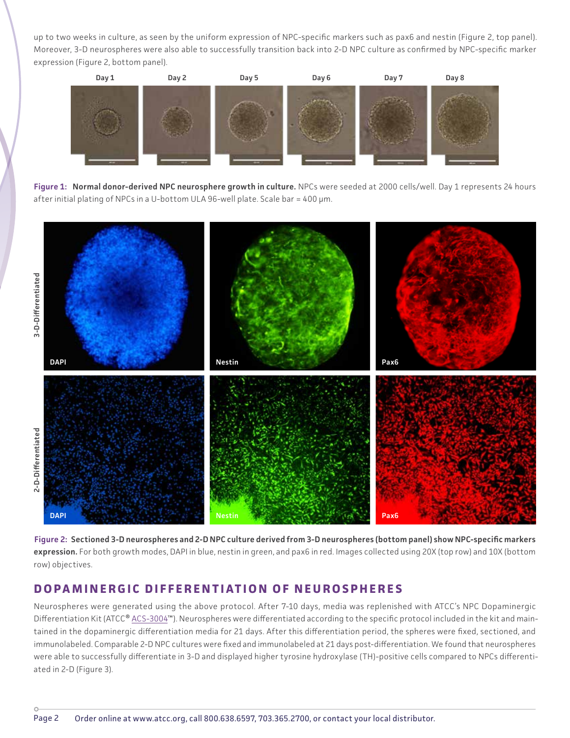up to two weeks in culture, as seen by the uniform expression of NPC-specific markers such as pax6 and nestin (Figure 2, top panel). Moreover, 3-D neurospheres were also able to successfully transition back into 2-D NPC culture as confirmed by NPC-specific marker expression (Figure 2, bottom panel).

**Figure 1: Normal donor-derived NPC neurosphere growth in culture.** NPCs were seeded at 2000 cells/well. Day 1 represents 24 hours after initial plating of NPCs in a U-bottom ULA 96-well plate. Scale bar = 400 µm.

**Figure 2: Sectioned 3-D neurospheres and 2-D NPC culture derived from 3-D neurospheres (bottom panel) show NPC-specific markers expression.** For both growth modes, DAPI in blue, nestin in green, and pax6 in red. Images collected using 20X (top row) and 10X (bottom row) objectives.

## DOPAMINERGIC DIFFERENTIATION OF NEUROSPHERES

Neurospheres were generated using the above protocol. After 7-10 days, media was replenished with ATCC's NPC Dopaminergic Differentiation Kit (ATCC® ACS-3004™). Neurospheres were differentiated according to the specific protocol included in the kit and maintained in the dopaminergic differentiation media for 21 days. After this differentiation period, the spheres were fixed, sectioned, and immunolabeled. Comparable 2-D NPC cultures were fixed and immunolabeled at 21 days post-differentiation. We found that neurospheres were able to successfully differentiate in 3-D and displayed higher tyrosine hydroxylase (TH)-positive cells compared to NPCs differentiated in 2-D (Figure 3).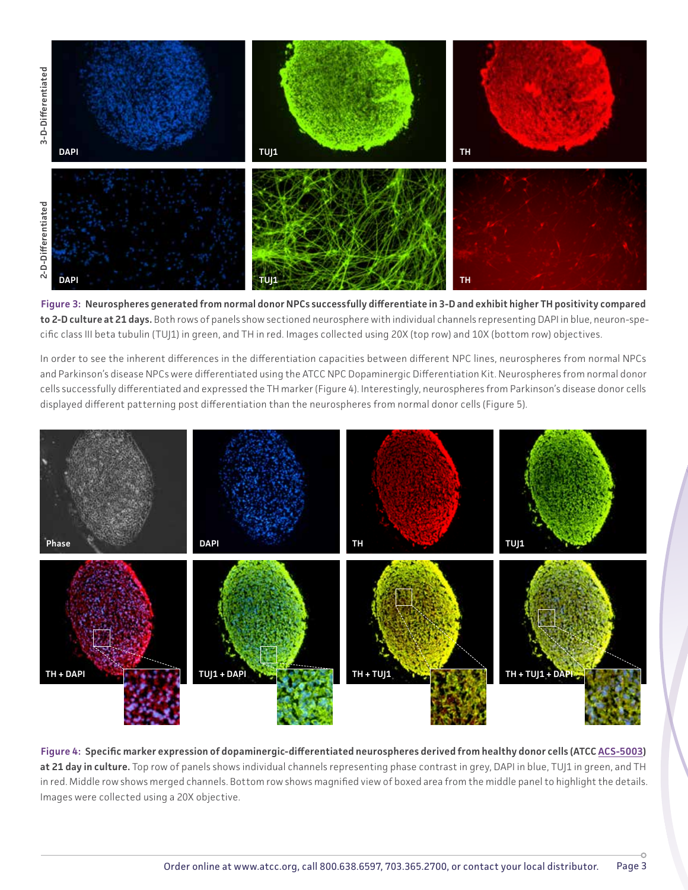**Figure 3: Neurospheres generated from normal donor NPCs successfully differentiate in 3-D and exhibit higher TH positivity compared to 2-D culture at 21 days.** Both rows of panels show sectioned neurosphere with individual channels representing DAPI in blue, neuron-specific class III beta tubulin (TUJ1) in green, and TH in red. Images collected using 20X (top row) and 10X (bottom row) objectives.

In order to see the inherent differences in the differentiation capacities between different NPC lines, neurospheres from normal NPCs and Parkinson's disease NPCs were differentiated using the ATCC NPC Dopaminergic Differentiation Kit. Neurospheres from normal donor cells successfully differentiated and expressed the TH marker (Figure 4). Interestingly, neurospheres from Parkinson's disease donor cells displayed different patterning post differentiation than the neurospheres from normal donor cells (Figure 5).

**Figure 4: Specific marker expression of dopaminergic-differentiated neurospheres derived from healthy donor cells (ATCC ACS-5003) at 21 day in culture.** Top row of panels shows individual channels representing phase contrast in grey, DAPI in blue, TUJ1 in green, and TH in red. Middle row shows merged channels. Bottom row shows magnified view of boxed area from the middle panel to highlight the details. Images were collected using a 20X objective.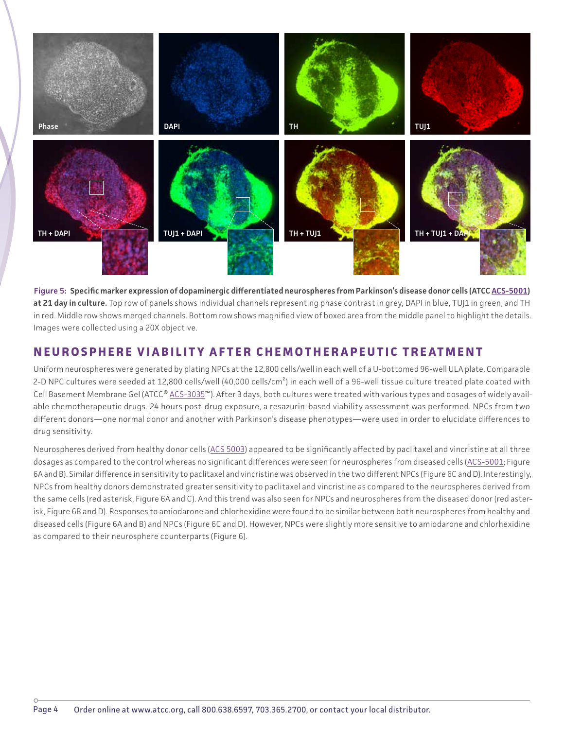**Figure 5: Specific marker expression of dopaminergic differentiated neurospheres from Parkinson's disease donor cells (ATCC ACS-5001) at 21 day in culture.** Top row of panels shows individual channels representing phase contrast in grey, DAPI in blue, TUJ1 in green, and TH in red. Middle row shows merged channels. Bottom row shows magnified view of boxed area from the middle panel to highlight the details. Images were collected using a 20X objective.

## NEUROSPHERE VIABILITY AFTER CHEMOTHERAPEUTIC TREATMENT

Uniform neurospheres were generated by plating NPCs at the 12,800 cells/well in each well of a U-bottomed 96-well ULA plate. Comparable 2-D NPC cultures were seeded at 12,800 cells/well (40,000 cells/cm$^2$) in each well of a 96-well tissue culture treated plate coated with Cell Basement Membrane Gel (ATCC® ACS-3035™). After 3 days, both cultures were treated with various types and dosages of widely available chemotherapeutic drugs. 24 hours post-drug exposure, a resazurin-based viability assessment was performed. NPCs from two different donors—one normal donor and another with Parkinson's disease phenotypes—were used in order to elucidate differences to drug sensitivity.

Neurospheres derived from healthy donor cells (ACS 5003) appeared to be significantly affected by paclitaxel and vincristine at all three dosages as compared to the control whereas no significant differences were seen for neurospheres from diseased cells (ACS-5001; Figure 6A and B). Similar difference in sensitivity to paclitaxel and vincristine was observed in the two different NPCs (Figure 6C and D). Interestingly, NPCs from healthy donors demonstrated greater sensitivity to paclitaxel and vincristine as compared to the neurospheres derived from the same cells (red asterisk, Figure 6A and C). And this trend was also seen for NPCs and neurospheres from the diseased donor (red asterisk, Figure 6B and D). Responses to amiodarone and chlorhexidine were found to be similar between both neurospheres from healthy and diseased cells (Figure 6A and B) and NPCs (Figure 6C and D). However, NPCs were slightly more sensitive to amiodarone and chlorhexidine as compared to their neurosphere counterparts (Figure 6).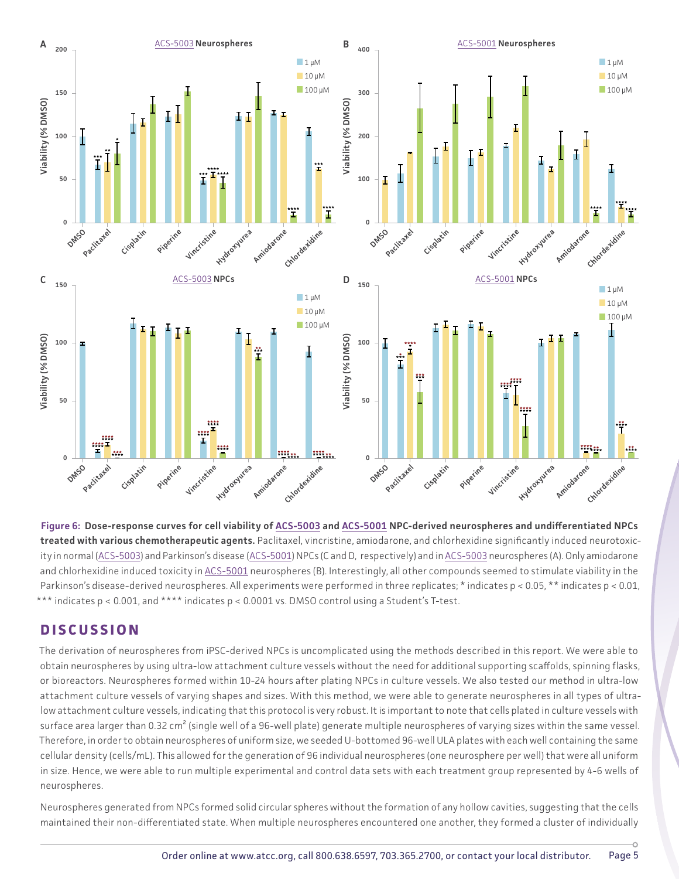**Figure 6: Dose-response curves for cell viability of ACS-5003 and ACS-5001 NPC-derived neurospheres and undifferentiated NPCs treated with various chemotherapeutic agents.** Paclitaxel, vincristine, amiodarone, and chlorhexidine significantly induced neurotoxicity in normal (ACS-5003) and Parkinson's disease (ACS-5001) NPCs (C and D, respectively) and in ACS-5003 neurospheres (A). Only amiodarone and chlorhexidine induced toxicity in ACS-5001 neurospheres (B). Interestingly, all other compounds seemed to stimulate viability in the Parkinson's disease-derived neurospheres. All experiments were performed in three replicates; * indicates $p < 0.05$, ** indicates $p < 0.01$, *** indicates $p < 0.001$, and **** indicates $p < 0.0001$ vs. DMSO control using a Student's T-test.

## DISCUSSION

The derivation of neurospheres from iPSC-derived NPCs is uncomplicated using the methods described in this report. We were able to obtain neurospheres by using ultra-low attachment culture vessels without the need for additional supporting scaffolds, spinning flasks, or bioreactors. Neurospheres formed within 10-24 hours after plating NPCs in culture vessels. We also tested our method in ultra-low attachment culture vessels of varying shapes and sizes. With this method, we were able to generate neurospheres in all types of ultra-low attachment culture vessels, indicating that this protocol is very robust. It is important to note that cells plated in culture vessels with surface area larger than 0.32 $cm^2$ (single well of a 96-well plate) generate multiple neurospheres of varying sizes within the same vessel. Therefore, in order to obtain neurospheres of uniform size, we seeded U-bottomed 96-well ULA plates with each well containing the same cellular density (cells/mL). This allowed for the generation of 96 individual neurospheres (one neurosphere per well) that were all uniform in size. Hence, we were able to run multiple experimental and control data sets with each treatment group represented by 4-6 wells of neurospheres.

Neurospheres generated from NPCs formed solid circular spheres without the formation of any hollow cavities, suggesting that the cells maintained their non-differentiated state. When multiple neurospheres encountered one another, they formed a cluster of individually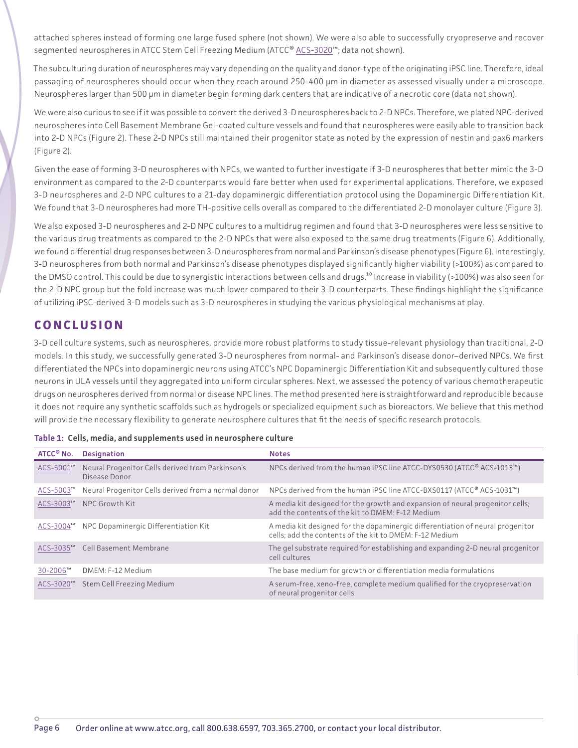attached spheres instead of forming one large fused sphere (not shown). We were also able to successfully cryopreserve and recover segmented neurospheres in ATCC Stem Cell Freezing Medium (ATCC® ACS-3020™; data not shown).

The subculturing duration of neurospheres may vary depending on the quality and donor-type of the originating iPSC line. Therefore, ideal passaging of neurospheres should occur when they reach around 250-400 µm in diameter as assessed visually under a microscope. Neurospheres larger than 500 µm in diameter begin forming dark centers that are indicative of a necrotic core (data not shown).

We were also curious to see if it was possible to convert the derived 3-D neurospheres back to 2-D NPCs. Therefore, we plated NPC-derived neurospheres into Cell Basement Membrane Gel-coated culture vessels and found that neurospheres were easily able to transition back into 2-D NPCs (Figure 2). These 2-D NPCs still maintained their progenitor state as noted by the expression of nestin and pax6 markers (Figure 2).

Given the ease of forming 3-D neurospheres with NPCs, we wanted to further investigate if 3-D neurospheres that better mimic the 3-D environment as compared to the 2-D counterparts would fare better when used for experimental applications. Therefore, we exposed 3-D neurospheres and 2-D NPC cultures to a 21-day dopaminergic differentiation protocol using the Dopaminergic Differentiation Kit. We found that 3-D neurospheres had more TH-positive cells overall as compared to the differentiated 2-D monolayer culture (Figure 3).

We also exposed 3-D neurospheres and 2-D NPC cultures to a multidrug regimen and found that 3-D neurospheres were less sensitive to the various drug treatments as compared to the 2-D NPCs that were also exposed to the same drug treatments (Figure 6). Additionally, we found differential drug responses between 3-D neurospheres from normal and Parkinson's disease phenotypes (Figure 6). Interestingly, 3-D neurospheres from both normal and Parkinson's disease phenotypes displayed significantly higher viability (>100%) as compared to the DMSO control. This could be due to synergistic interactions between cells and drugs.[10] Increase in viability (>100%) was also seen for the 2-D NPC group but the fold increase was much lower compared to their 3-D counterparts. These findings highlight the significance of utilizing iPSC-derived 3-D models such as 3-D neurospheres in studying the various physiological mechanisms at play.

## CONCLUSION

3-D cell culture systems, such as neurospheres, provide more robust platforms to study tissue-relevant physiology than traditional, 2-D models. In this study, we successfully generated 3-D neurospheres from normal- and Parkinson's disease donor–derived NPCs. We first differentiated the NPCs into dopaminergic neurons using ATCC's NPC Dopaminergic Differentiation Kit and subsequently cultured those neurons in ULA vessels until they aggregated into uniform circular spheres. Next, we assessed the potency of various chemotherapeutic drugs on neurospheres derived from normal or disease NPC lines. The method presented here is straightforward and reproducible because it does not require any synthetic scaffolds such as hydrogels or specialized equipment such as bioreactors. We believe that this method will provide the necessary flexibility to generate neurosphere cultures that fit the needs of specific research protocols.

**Table 1: Cells, media, and supplements used in neurosphere culture**

| ATCC® No. | Designation | Notes |
|---|---|---|
| ACS-5001™ | Neural Progenitor Cells derived from Parkinson's Disease Donor | NPCs derived from the human iPSC line ATCC-DYS0530 (ATCC® ACS-1013™) |
| ACS-5003™ | Neural Progenitor Cells derived from a normal donor | NPCs derived from the human iPSC line ATCC-BXS0117 (ATCC® ACS-1031™) |
| ACS-3003™ | NPC Growth Kit | A media kit designed for the growth and expansion of neural progenitor cells; add the contents of the kit to DMEM: F-12 Medium |
| ACS-3004™ | NPC Dopaminergic Differentiation Kit | A media kit designed for the dopaminergic differentiation of neural progenitor cells; add the contents of the kit to DMEM: F-12 Medium |
| ACS-3035™ | Cell Basement Membrane | The gel substrate required for establishing and expanding 2-D neural progenitor cell cultures |
| 30-2006™ | DMEM: F-12 Medium | The base medium for growth or differentiation media formulations |
| ACS-3020™ | Stem Cell Freezing Medium | A serum-free, xeno-free, complete medium qualified for the cryopreservation of neural progenitor cells |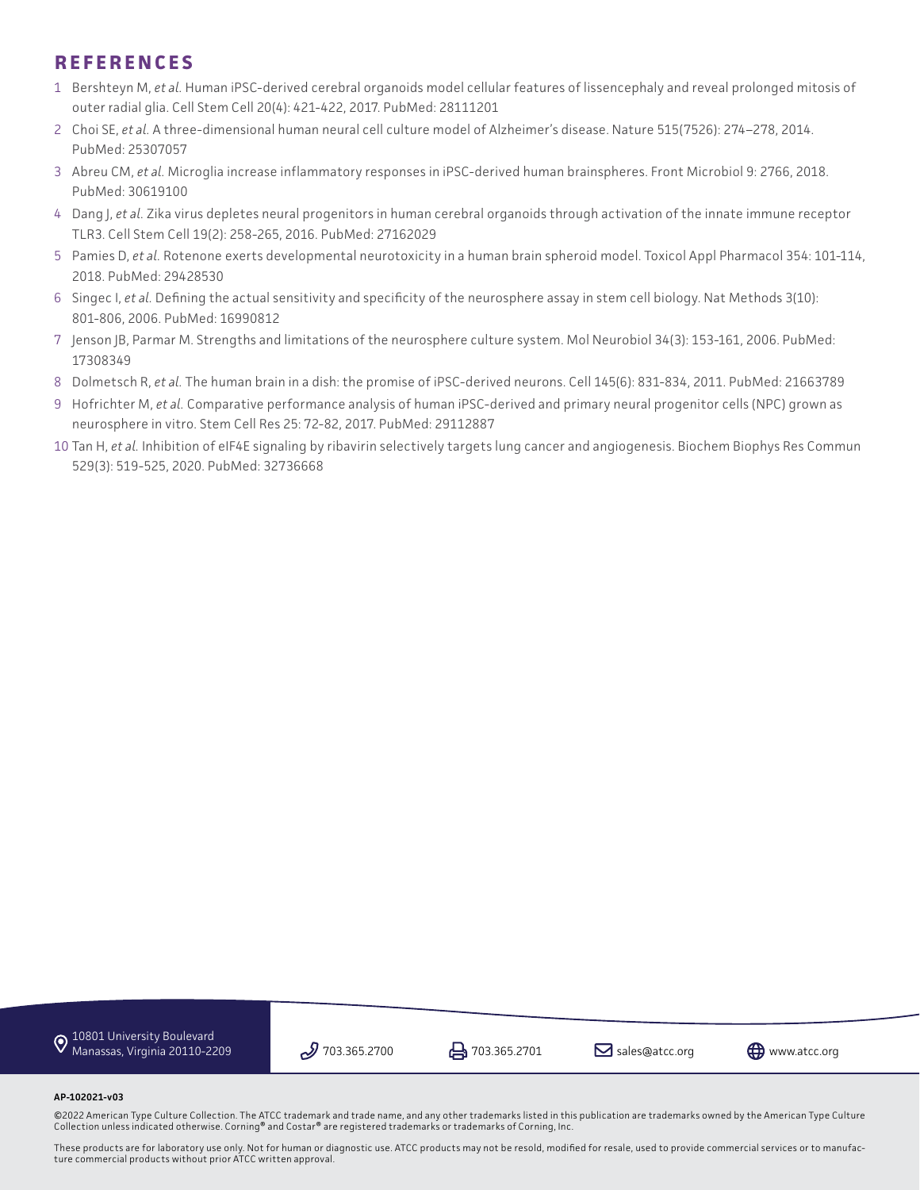## REFERENCES

1. Bershteyn M, *et al.* Human iPSC-derived cerebral organoids model cellular features of lissencephaly and reveal prolonged mitosis of outer radial glia. Cell Stem Cell 20(4): 421-422, 2017. PubMed: 28111201
2. Choi SE, *et al.* A three-dimensional human neural cell culture model of Alzheimer's disease. Nature 515(7526): 274–278, 2014. PubMed: 25307057
3. Abreu CM, *et al.* Microglia increase inflammatory responses in iPSC-derived human brainspheres. Front Microbiol 9: 2766, 2018. PubMed: 30619100
4. Dang J, *et al.* Zika virus depletes neural progenitors in human cerebral organoids through activation of the innate immune receptor TLR3. Cell Stem Cell 19(2): 258-265, 2016. PubMed: 27162029
5. Pamies D, *et al.* Rotenone exerts developmental neurotoxicity in a human brain spheroid model. Toxicol Appl Pharmacol 354: 101-114, 2018. PubMed: 29428530
6. Singec I, *et al.* Defining the actual sensitivity and specificity of the neurosphere assay in stem cell biology. Nat Methods 3(10): 801-806, 2006. PubMed: 16990812
7. Jenson JB, Parmar M. Strengths and limitations of the neurosphere culture system. Mol Neurobiol 34(3): 153-161, 2006. PubMed: 17308349
8. Dolmetsch R, *et al.* The human brain in a dish: the promise of iPSC-derived neurons. Cell 145(6): 831-834, 2011. PubMed: 21663789
9. Hofrichter M, *et al.* Comparative performance analysis of human iPSC-derived and primary neural progenitor cells (NPC) grown as neurosphere in vitro. Stem Cell Res 25: 72-82, 2017. PubMed: 29112887
10. Tan H, *et al.* Inhibition of eIF4E signaling by ribavirin selectively targets lung cancer and angiogenesis. Biochem Biophys Res Commun 529(3): 519-525, 2020. PubMed: 32736668

10801 University Boulevard
Manassas, Virginia 20110-2209

703.365.2700

703.365.2701

sales@atcc.org

www.atcc.org

**AP-102021-v03**

©2022 American Type Culture Collection. The ATCC trademark and trade name, and any other trademarks listed in this publication are trademarks owned by the American Type Culture Collection unless indicated otherwise. Corning® and Costar® are registered trademarks or trademarks of Corning, Inc.

These products are for laboratory use only. Not for human or diagnostic use. ATCC products may not be resold, modified for resale, used to provide commercial services or to manufacture commercial products without prior ATCC written approval.